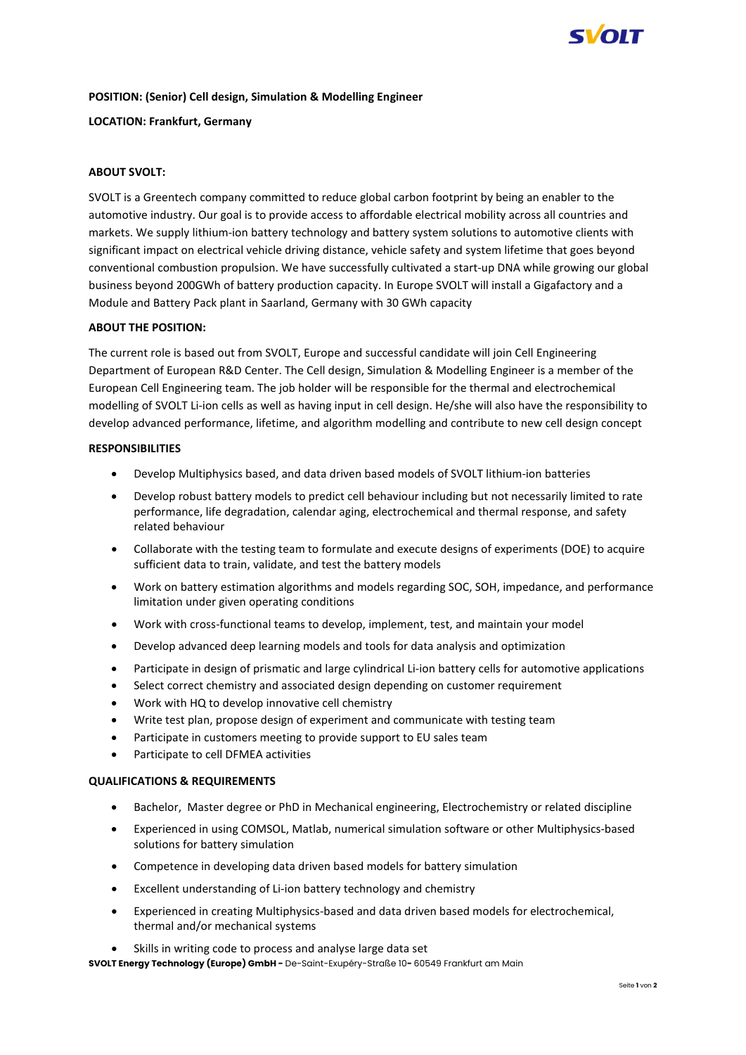**POSITION: (Senior) Cell design, Simulation & Modelling Engineer**

**LOCATION: Frankfurt, Germany**

**ABOUT SVOLT:**

SVOLT is a Greentech company committed to reduce global carbon footprint by being an enabler to the automotive industry. Our goal is to provide access to affordable electrical mobility across all countries and markets. We supply lithium-ion battery technology and battery system solutions to automotive clients with significant impact on electrical vehicle driving distance, vehicle safety and system lifetime that goes beyond conventional combustion propulsion. We have successfully cultivated a start-up DNA while growing our global business beyond 200GWh of battery production capacity. In Europe SVOLT will install a Gigafactory and a Module and Battery Pack plant in Saarland, Germany with 30 GWh capacity

**ABOUT THE POSITION:**

The current role is based out from SVOLT, Europe and successful candidate will join Cell Engineering Department of European R&D Center. The Cell design, Simulation & Modelling Engineer is a member of the European Cell Engineering team. The job holder will be responsible for the thermal and electrochemical modelling of SVOLT Li-ion cells as well as having input in cell design. He/she will also have the responsibility to develop advanced performance, lifetime, and algorithm modelling and contribute to new cell design concept

**RESPONSIBILITIES**

- Develop Multiphysics based, and data driven based models of SVOLT lithium-ion batteries
- Develop robust battery models to predict cell behaviour including but not necessarily limited to rate performance, life degradation, calendar aging, electrochemical and thermal response, and safety related behaviour
- Collaborate with the testing team to formulate and execute designs of experiments (DOE) to acquire sufficient data to train, validate, and test the battery models
- Work on battery estimation algorithms and models regarding SOC, SOH, impedance, and performance limitation under given operating conditions
- Work with cross-functional teams to develop, implement, test, and maintain your model
- Develop advanced deep learning models and tools for data analysis and optimization
- Participate in design of prismatic and large cylindrical Li-ion battery cells for automotive applications
- Select correct chemistry and associated design depending on customer requirement
- Work with HQ to develop innovative cell chemistry
- Write test plan, propose design of experiment and communicate with testing team
- Participate in customers meeting to provide support to EU sales team
- Participate to cell DFMEA activities

**QUALIFICATIONS & REQUIREMENTS**

- Bachelor, Master degree or PhD in Mechanical engineering, Electrochemistry or related discipline
- Experienced in using COMSOL, Matlab, numerical simulation software or other Multiphysics-based solutions for battery simulation
- Competence in developing data driven based models for battery simulation
- Excellent understanding of Li-ion battery technology and chemistry
- Experienced in creating Multiphysics-based and data driven based models for electrochemical, thermal and/or mechanical systems
- Skills in writing code to process and analyse large data set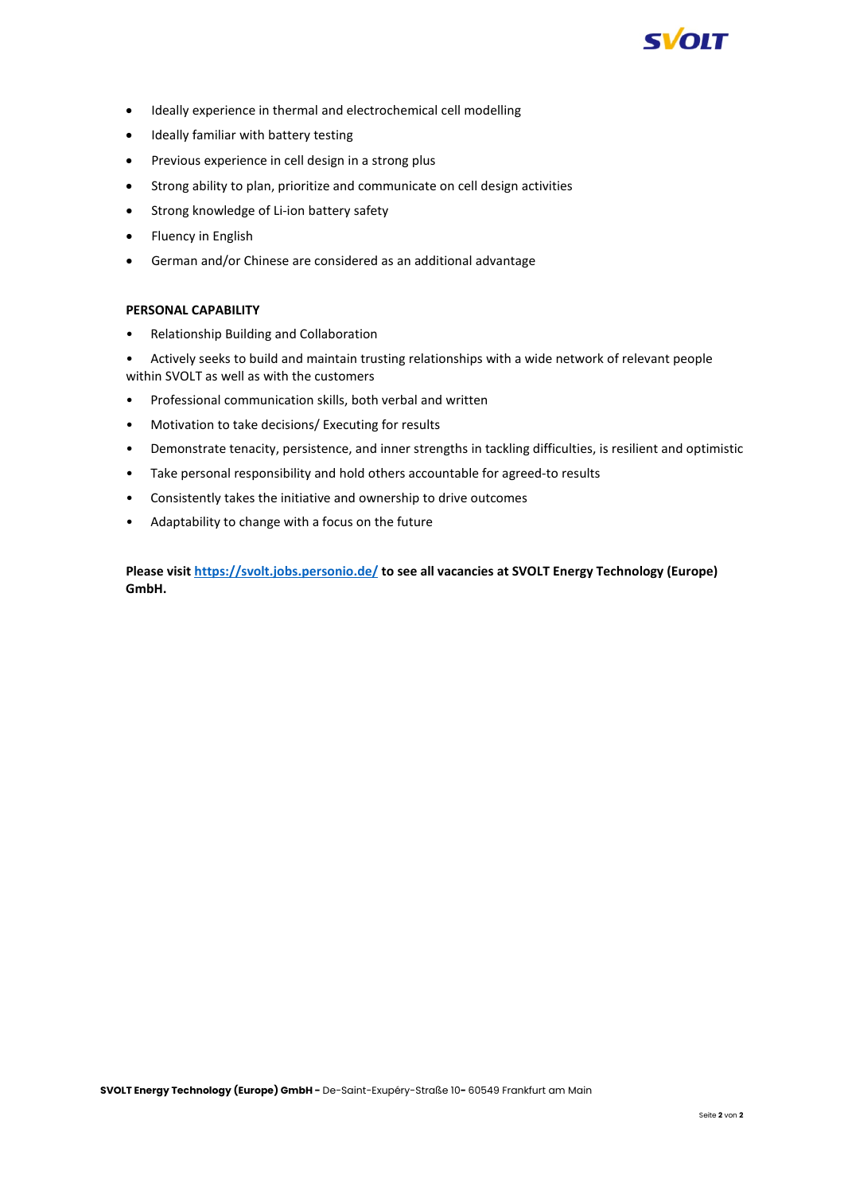- Ideally experience in thermal and electrochemical cell modelling
- Ideally familiar with battery testing
- Previous experience in cell design in a strong plus
- Strong ability to plan, prioritize and communicate on cell design activities
- Strong knowledge of Li-ion battery safety
- Fluency in English
- German and/or Chinese are considered as an additional advantage

**PERSONAL CAPABILITY**

- Relationship Building and Collaboration
- Actively seeks to build and maintain trusting relationships with a wide network of relevant people within SVOLT as well as with the customers
- Professional communication skills, both verbal and written
- Motivation to take decisions/ Executing for results
- Demonstrate tenacity, persistence, and inner strengths in tackling difficulties, is resilient and optimistic
- Take personal responsibility and hold others accountable for agreed-to results
- Consistently takes the initiative and ownership to drive outcomes
- Adaptability to change with a focus on the future

**Please visit [https://svolt.jobs.personio.de/](https://svolt.jobs.personio.de/) to see all vacancies at SVOLT Energy Technology (Europe) GmbH.**

**SVOLT Energy Technology (Europe) GmbH -** De-Saint-Exupéry-Straße 10**-** 60549 Frankfurt am Main